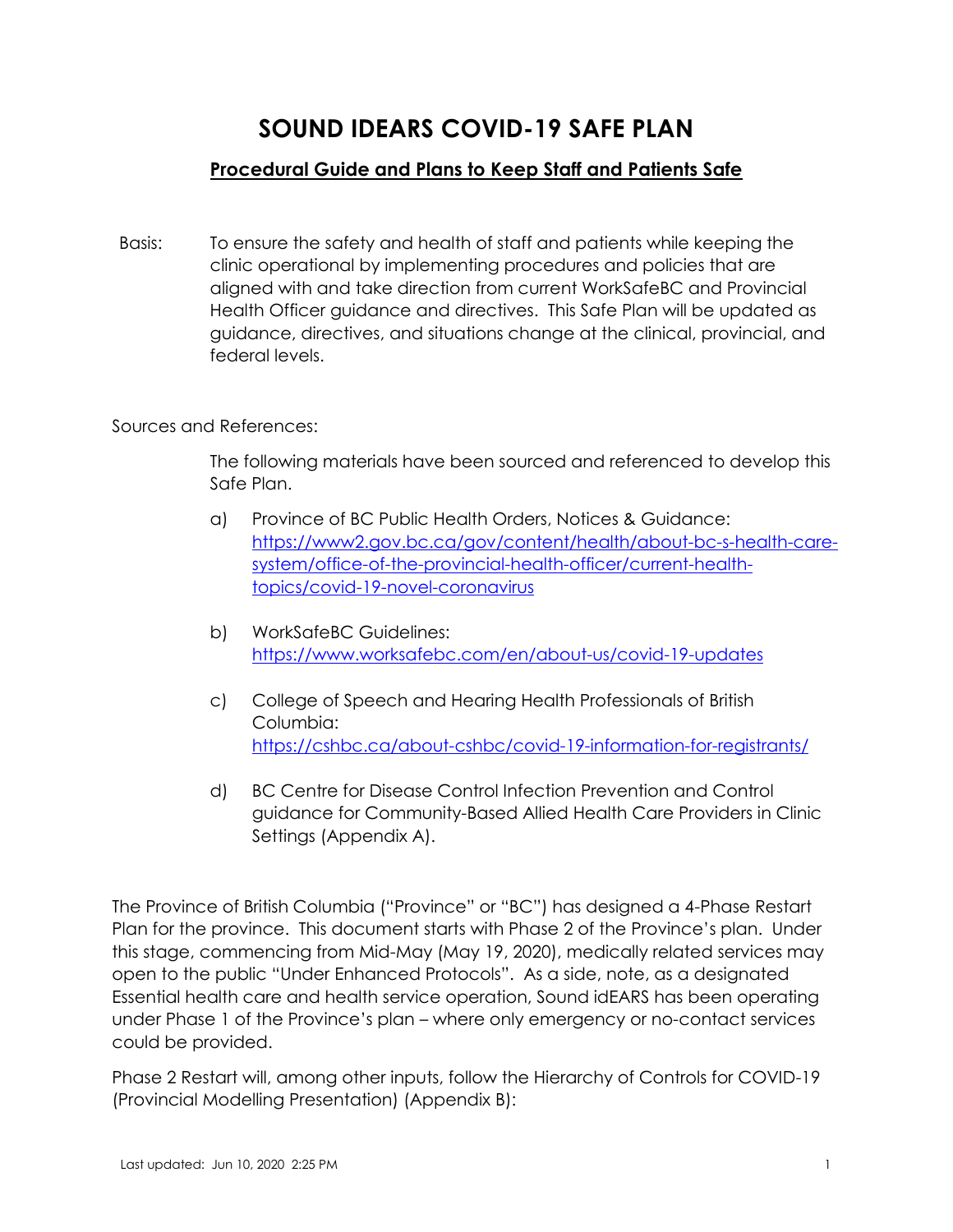# SOUND IDEARS COVID-19 SAFE PLAN

## Procedural Guide and Plans to Keep Staff and Patients Safe

Basis: To ensure the safety and health of staff and patients while keeping the clinic operational by implementing procedures and policies that are aligned with and take direction from current WorkSafeBC and Provincial Health Officer guidance and directives. This Safe Plan will be updated as guidance, directives, and situations change at the clinical, provincial, and federal levels.

Sources and References:

The following materials have been sourced and referenced to develop this Safe Plan.

a) Province of BC Public Health Orders, Notices & Guidance: https://www2.gov.bc.ca/gov/content/health/about-bc-s-health-care-system/office-of-the-provincial-health-officer/current-health-topics/covid-19-novel-coronavirus

b) WorkSafeBC Guidelines: https://www.worksafebc.com/en/about-us/covid-19-updates

c) College of Speech and Hearing Health Professionals of British Columbia: https://cshbc.ca/about-cshbc/covid-19-information-for-registrants/

d) BC Centre for Disease Control Infection Prevention and Control guidance for Community-Based Allied Health Care Providers in Clinic Settings (Appendix A).

The Province of British Columbia ("Province" or "BC") has designed a 4-Phase Restart Plan for the province. This document starts with Phase 2 of the Province's plan. Under this stage, commencing from Mid-May (May 19, 2020), medically related services may open to the public "Under Enhanced Protocols". As a side, note, as a designated Essential health care and health service operation, Sound idEARS has been operating under Phase 1 of the Province's plan – where only emergency or no-contact services could be provided.

Phase 2 Restart will, among other inputs, follow the Hierarchy of Controls for COVID-19 (Provincial Modelling Presentation) (Appendix B):

Last updated: Jun 10, 2020 2:25 PM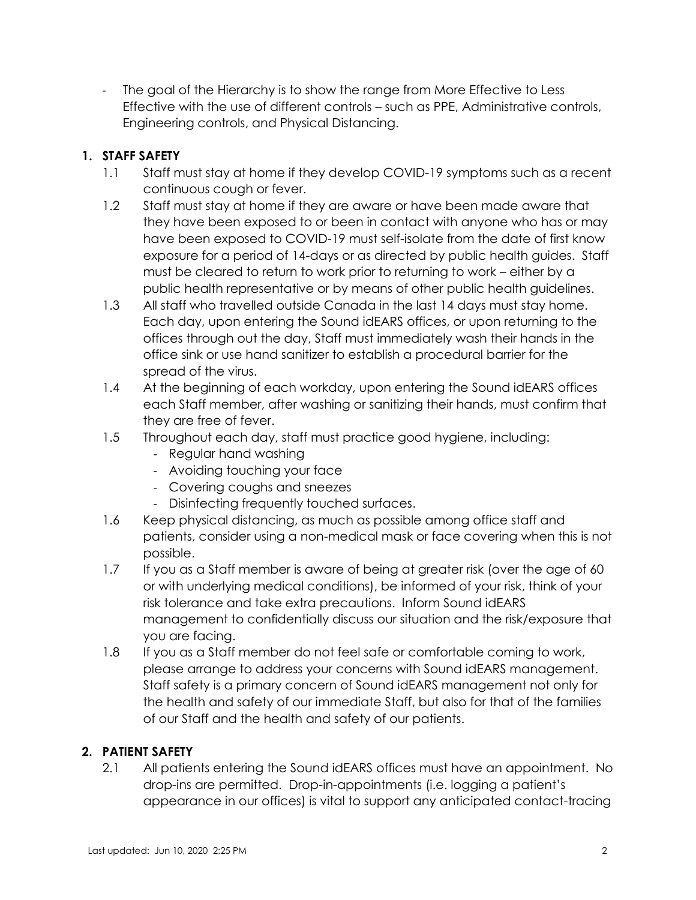- The goal of the Hierarchy is to show the range from More Effective to Less Effective with the use of different controls – such as PPE, Administrative controls, Engineering controls, and Physical Distancing.

## 1. STAFF SAFETY

1.1 Staff must stay at home if they develop COVID-19 symptoms such as a recent continuous cough or fever.

1.2 Staff must stay at home if they are aware or have been made aware that they have been exposed to or been in contact with anyone who has or may have been exposed to COVID-19 must self-isolate from the date of first know exposure for a period of 14-days or as directed by public health guides. Staff must be cleared to return to work prior to returning to work – either by a public health representative or by means of other public health guidelines.

1.3 All staff who travelled outside Canada in the last 14 days must stay home. Each day, upon entering the Sound idEARS offices, or upon returning to the offices through out the day, Staff must immediately wash their hands in the office sink or use hand sanitizer to establish a procedural barrier for the spread of the virus.

1.4 At the beginning of each workday, upon entering the Sound idEARS offices each Staff member, after washing or sanitizing their hands, must confirm that they are free of fever.

1.5 Throughout each day, staff must practice good hygiene, including:
- Regular hand washing
- Avoiding touching your face
- Covering coughs and sneezes
- Disinfecting frequently touched surfaces.

1.6 Keep physical distancing, as much as possible among office staff and patients, consider using a non-medical mask or face covering when this is not possible.

1.7 If you as a Staff member is aware of being at greater risk (over the age of 60 or with underlying medical conditions), be informed of your risk, think of your risk tolerance and take extra precautions. Inform Sound idEARS management to confidentially discuss our situation and the risk/exposure that you are facing.

1.8 If you as a Staff member do not feel safe or comfortable coming to work, please arrange to address your concerns with Sound idEARS management. Staff safety is a primary concern of Sound idEARS management not only for the health and safety of our immediate Staff, but also for that of the families of our Staff and the health and safety of our patients.

## 2. PATIENT SAFETY

2.1 All patients entering the Sound idEARS offices must have an appointment. No drop-ins are permitted. Drop-in-appointments (i.e. logging a patient's appearance in our offices) is vital to support any anticipated contact-tracing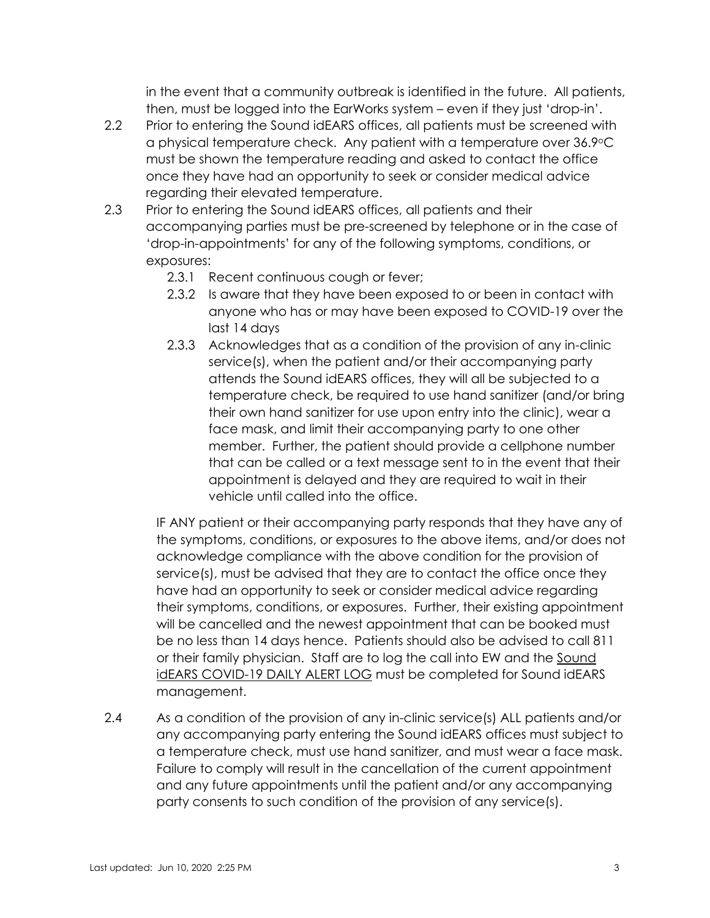in the event that a community outbreak is identified in the future. All patients, then, must be logged into the EarWorks system – even if they just 'drop-in'.

2.2 Prior to entering the Sound idEARS offices, all patients must be screened with a physical temperature check. Any patient with a temperature over 36.9°C must be shown the temperature reading and asked to contact the office once they have had an opportunity to seek or consider medical advice regarding their elevated temperature.

2.3 Prior to entering the Sound idEARS offices, all patients and their accompanying parties must be pre-screened by telephone or in the case of 'drop-in-appointments' for any of the following symptoms, conditions, or exposures:

  2.3.1 Recent continuous cough or fever;

  2.3.2 Is aware that they have been exposed to or been in contact with anyone who has or may have been exposed to COVID-19 over the last 14 days

  2.3.3 Acknowledges that as a condition of the provision of any in-clinic service(s), when the patient and/or their accompanying party attends the Sound idEARS offices, they will all be subjected to a temperature check, be required to use hand sanitizer (and/or bring their own hand sanitizer for use upon entry into the clinic), wear a face mask, and limit their accompanying party to one other member. Further, the patient should provide a cellphone number that can be called or a text message sent to in the event that their appointment is delayed and they are required to wait in their vehicle until called into the office.

IF ANY patient or their accompanying party responds that they have any of the symptoms, conditions, or exposures to the above items, and/or does not acknowledge compliance with the above condition for the provision of service(s), must be advised that they are to contact the office once they have had an opportunity to seek or consider medical advice regarding their symptoms, conditions, or exposures. Further, their existing appointment will be cancelled and the newest appointment that can be booked must be no less than 14 days hence. Patients should also be advised to call 811 or their family physician. Staff are to log the call into EW and the <u>Sound idEARS COVID-19 DAILY ALERT LOG</u> must be completed for Sound idEARS management.

2.4 As a condition of the provision of any in-clinic service(s) ALL patients and/or any accompanying party entering the Sound idEARS offices must subject to a temperature check, must use hand sanitizer, and must wear a face mask. Failure to comply will result in the cancellation of the current appointment and any future appointments until the patient and/or any accompanying party consents to such condition of the provision of any service(s).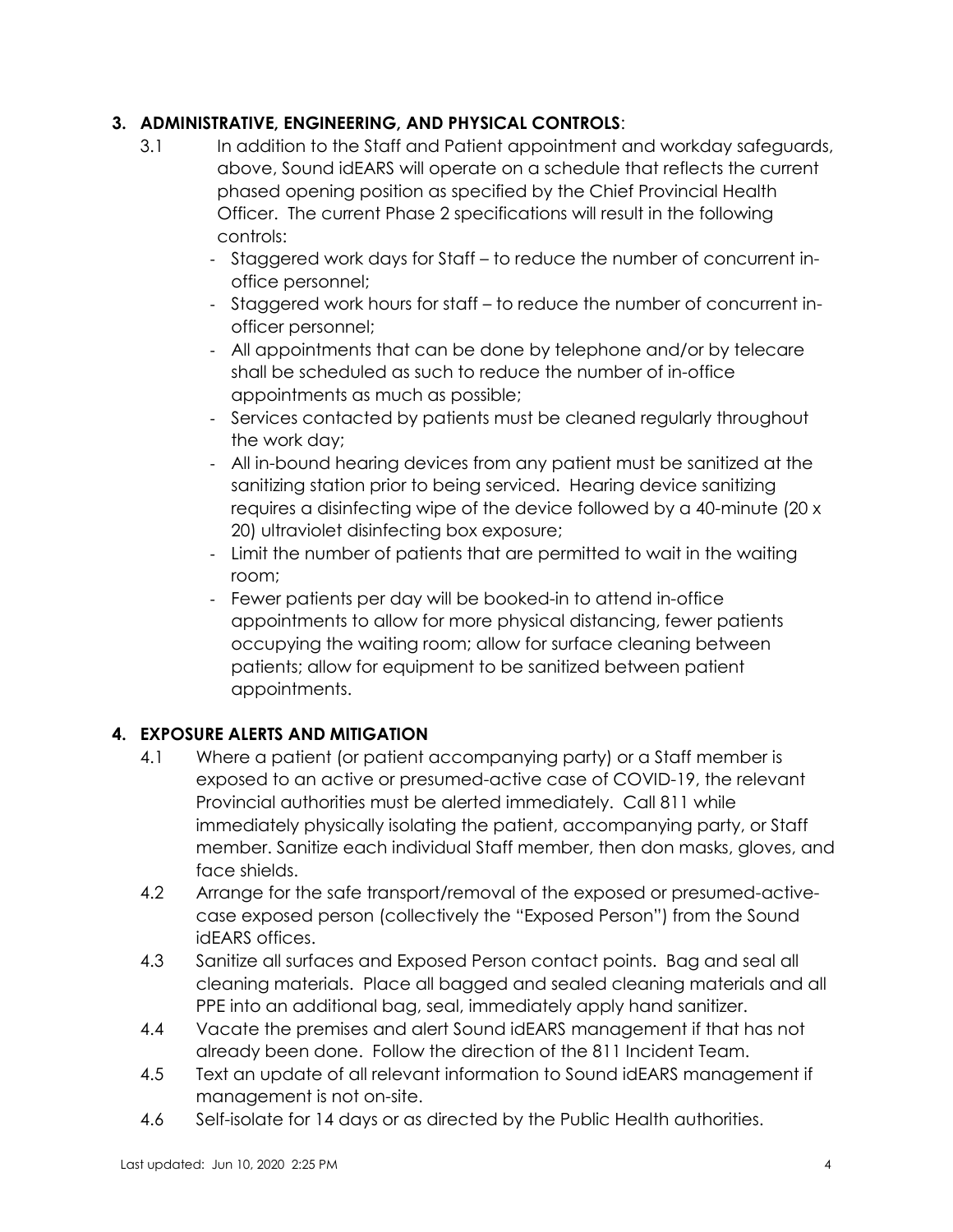## 3. ADMINISTRATIVE, ENGINEERING, AND PHYSICAL CONTROLS:

3.1 In addition to the Staff and Patient appointment and workday safeguards, above, Sound idEARS will operate on a schedule that reflects the current phased opening position as specified by the Chief Provincial Health Officer. The current Phase 2 specifications will result in the following controls:

- Staggered work days for Staff – to reduce the number of concurrent in-office personnel;
- Staggered work hours for staff – to reduce the number of concurrent in-officer personnel;
- All appointments that can be done by telephone and/or by telecare shall be scheduled as such to reduce the number of in-office appointments as much as possible;
- Services contacted by patients must be cleaned regularly throughout the work day;
- All in-bound hearing devices from any patient must be sanitized at the sanitizing station prior to being serviced. Hearing device sanitizing requires a disinfecting wipe of the device followed by a 40-minute (20 x 20) ultraviolet disinfecting box exposure;
- Limit the number of patients that are permitted to wait in the waiting room;
- Fewer patients per day will be booked-in to attend in-office appointments to allow for more physical distancing, fewer patients occupying the waiting room; allow for surface cleaning between patients; allow for equipment to be sanitized between patient appointments.

## 4. EXPOSURE ALERTS AND MITIGATION

4.1 Where a patient (or patient accompanying party) or a Staff member is exposed to an active or presumed-active case of COVID-19, the relevant Provincial authorities must be alerted immediately. Call 811 while immediately physically isolating the patient, accompanying party, or Staff member. Sanitize each individual Staff member, then don masks, gloves, and face shields.

4.2 Arrange for the safe transport/removal of the exposed or presumed-active-case exposed person (collectively the "Exposed Person") from the Sound idEARS offices.

4.3 Sanitize all surfaces and Exposed Person contact points. Bag and seal all cleaning materials. Place all bagged and sealed cleaning materials and all PPE into an additional bag, seal, immediately apply hand sanitizer.

4.4 Vacate the premises and alert Sound idEARS management if that has not already been done. Follow the direction of the 811 Incident Team.

4.5 Text an update of all relevant information to Sound idEARS management if management is not on-site.

4.6 Self-isolate for 14 days or as directed by the Public Health authorities.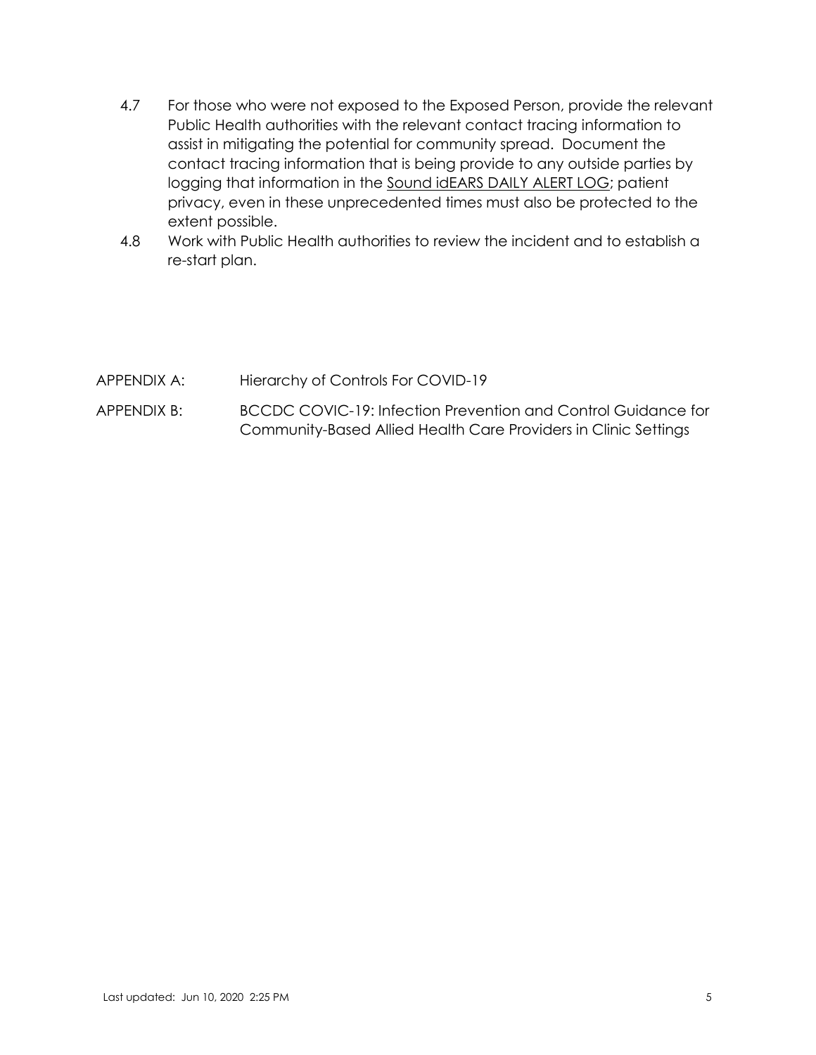4.7 For those who were not exposed to the Exposed Person, provide the relevant Public Health authorities with the relevant contact tracing information to assist in mitigating the potential for community spread. Document the contact tracing information that is being provide to any outside parties by logging that information in the Sound idEARS DAILY ALERT LOG; patient privacy, even in these unprecedented times must also be protected to the extent possible.

4.8 Work with Public Health authorities to review the incident and to establish a re-start plan.

APPENDIX A: Hierarchy of Controls For COVID-19

APPENDIX B: BCCDC COVIC-19: Infection Prevention and Control Guidance for Community-Based Allied Health Care Providers in Clinic Settings